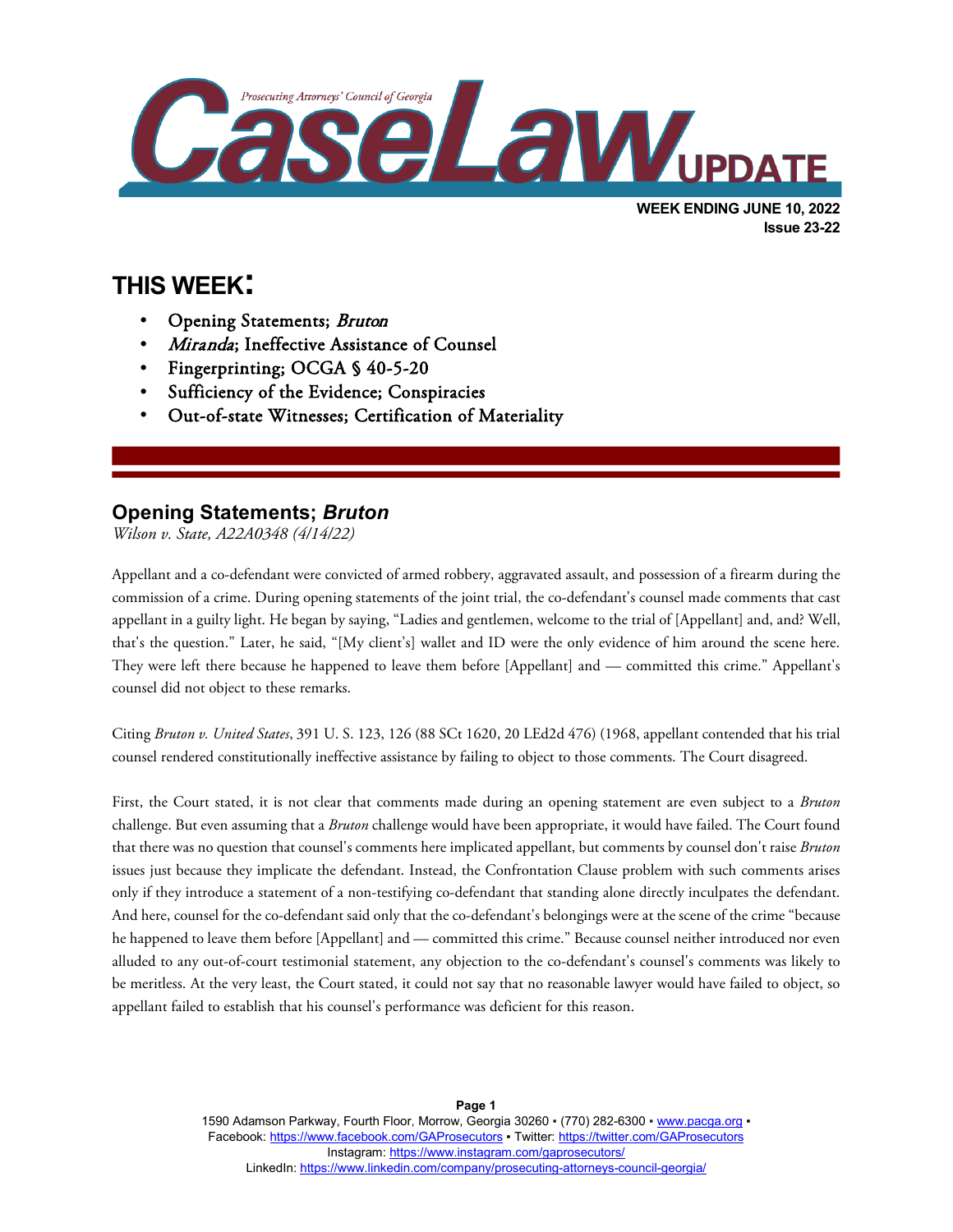# Prosecuting Attorneys' Council of Georgia CaseLaw UPDATE

**WEEK ENDING JUNE 10, 2022**
**Issue 23-22**

## THIS WEEK:

- Opening Statements; *Bruton*
- *Miranda*; Ineffective Assistance of Counsel
- Fingerprinting; OCGA § 40-5-20
- Sufficiency of the Evidence; Conspiracies
- Out-of-state Witnesses; Certification of Materiality

## Opening Statements; *Bruton*

*Wilson v. State, A22A0348 (4/14/22)*

Appellant and a co-defendant were convicted of armed robbery, aggravated assault, and possession of a firearm during the commission of a crime. During opening statements of the joint trial, the co-defendant's counsel made comments that cast appellant in a guilty light. He began by saying, "Ladies and gentlemen, welcome to the trial of [Appellant] and, and? Well, that's the question." Later, he said, "[My client's] wallet and ID were the only evidence of him around the scene here. They were left there because he happened to leave them before [Appellant] and — committed this crime." Appellant's counsel did not object to these remarks.

Citing *Bruton v. United States*, 391 U. S. 123, 126 (88 SCt 1620, 20 LEd2d 476) (1968, appellant contended that his trial counsel rendered constitutionally ineffective assistance by failing to object to those comments. The Court disagreed.

First, the Court stated, it is not clear that comments made during an opening statement are even subject to a *Bruton* challenge. But even assuming that a *Bruton* challenge would have been appropriate, it would have failed. The Court found that there was no question that counsel's comments here implicated appellant, but comments by counsel don't raise *Bruton* issues just because they implicate the defendant. Instead, the Confrontation Clause problem with such comments arises only if they introduce a statement of a non-testifying co-defendant that standing alone directly inculpates the defendant. And here, counsel for the co-defendant said only that the co-defendant's belongings were at the scene of the crime "because he happened to leave them before [Appellant] and — committed this crime." Because counsel neither introduced nor even alluded to any out-of-court testimonial statement, any objection to the co-defendant's counsel's comments was likely to be meritless. At the very least, the Court stated, it could not say that no reasonable lawyer would have failed to object, so appellant failed to establish that his counsel's performance was deficient for this reason.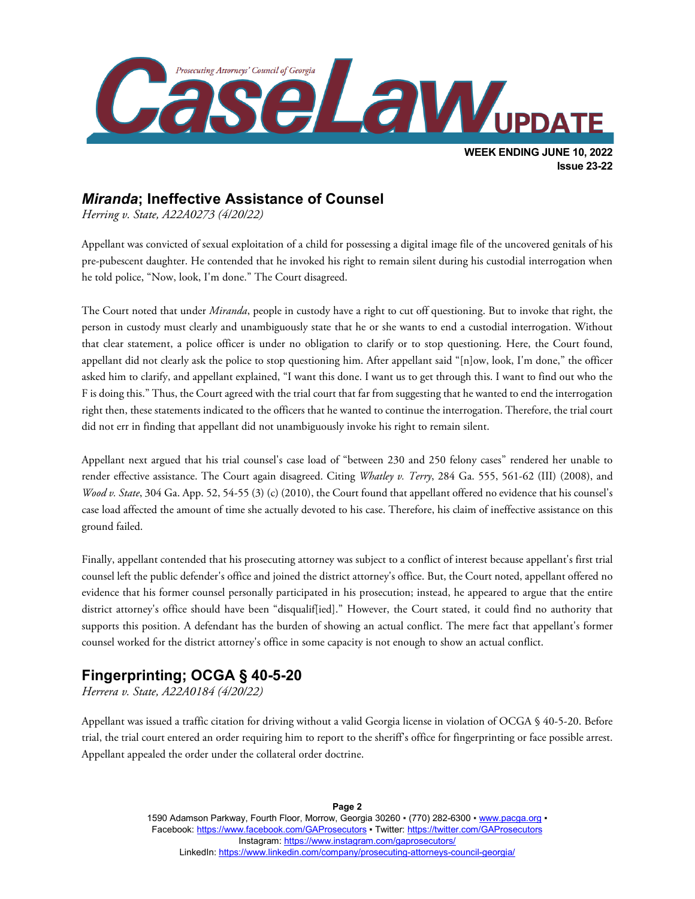## *Miranda*; Ineffective Assistance of Counsel

*Herring v. State, A22A0273 (4/20/22)*

Appellant was convicted of sexual exploitation of a child for possessing a digital image file of the uncovered genitals of his pre-pubescent daughter. He contended that he invoked his right to remain silent during his custodial interrogation when he told police, "Now, look, I'm done." The Court disagreed.

The Court noted that under *Miranda*, people in custody have a right to cut off questioning. But to invoke that right, the person in custody must clearly and unambiguously state that he or she wants to end a custodial interrogation. Without that clear statement, a police officer is under no obligation to clarify or to stop questioning. Here, the Court found, appellant did not clearly ask the police to stop questioning him. After appellant said "[n]ow, look, I'm done," the officer asked him to clarify, and appellant explained, "I want this done. I want us to get through this. I want to find out who the F is doing this." Thus, the Court agreed with the trial court that far from suggesting that he wanted to end the interrogation right then, these statements indicated to the officers that he wanted to continue the interrogation. Therefore, the trial court did not err in finding that appellant did not unambiguously invoke his right to remain silent.

Appellant next argued that his trial counsel's case load of "between 230 and 250 felony cases" rendered her unable to render effective assistance. The Court again disagreed. Citing *Whatley v. Terry*, 284 Ga. 555, 561-62 (III) (2008), and *Wood v. State*, 304 Ga. App. 52, 54-55 (3) (c) (2010), the Court found that appellant offered no evidence that his counsel's case load affected the amount of time she actually devoted to his case. Therefore, his claim of ineffective assistance on this ground failed.

Finally, appellant contended that his prosecuting attorney was subject to a conflict of interest because appellant's first trial counsel left the public defender's office and joined the district attorney's office. But, the Court noted, appellant offered no evidence that his former counsel personally participated in his prosecution; instead, he appeared to argue that the entire district attorney's office should have been "disqualif[ied]." However, the Court stated, it could find no authority that supports this position. A defendant has the burden of showing an actual conflict. The mere fact that appellant's former counsel worked for the district attorney's office in some capacity is not enough to show an actual conflict.

## Fingerprinting; OCGA § 40-5-20

*Herrera v. State, A22A0184 (4/20/22)*

Appellant was issued a traffic citation for driving without a valid Georgia license in violation of OCGA § 40-5-20. Before trial, the trial court entered an order requiring him to report to the sheriff's office for fingerprinting or face possible arrest. Appellant appealed the order under the collateral order doctrine.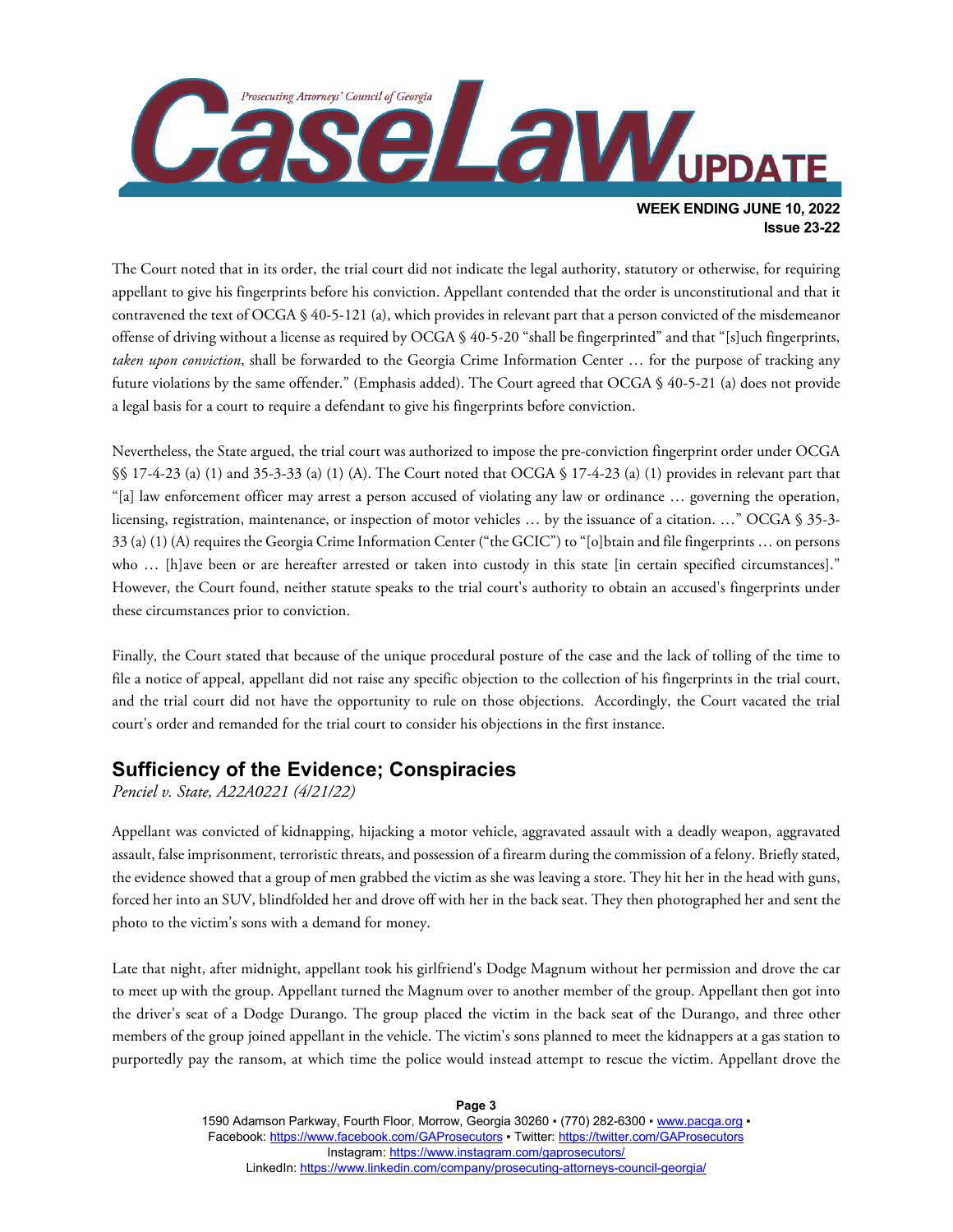The Court noted that in its order, the trial court did not indicate the legal authority, statutory or otherwise, for requiring appellant to give his fingerprints before his conviction. Appellant contended that the order is unconstitutional and that it contravened the text of OCGA § 40-5-121 (a), which provides in relevant part that a person convicted of the misdemeanor offense of driving without a license as required by OCGA § 40-5-20 "shall be fingerprinted" and that "[s]uch fingerprints, *taken upon conviction*, shall be forwarded to the Georgia Crime Information Center … for the purpose of tracking any future violations by the same offender." (Emphasis added). The Court agreed that OCGA § 40-5-21 (a) does not provide a legal basis for a court to require a defendant to give his fingerprints before conviction.

Nevertheless, the State argued, the trial court was authorized to impose the pre-conviction fingerprint order under OCGA §§ 17-4-23 (a) (1) and 35-3-33 (a) (1) (A). The Court noted that OCGA § 17-4-23 (a) (1) provides in relevant part that "[a] law enforcement officer may arrest a person accused of violating any law or ordinance … governing the operation, licensing, registration, maintenance, or inspection of motor vehicles … by the issuance of a citation. …" OCGA § 35-3-33 (a) (1) (A) requires the Georgia Crime Information Center ("the GCIC") to "[o]btain and file fingerprints … on persons who … [h]ave been or are hereafter arrested or taken into custody in this state [in certain specified circumstances]." However, the Court found, neither statute speaks to the trial court's authority to obtain an accused's fingerprints under these circumstances prior to conviction.

Finally, the Court stated that because of the unique procedural posture of the case and the lack of tolling of the time to file a notice of appeal, appellant did not raise any specific objection to the collection of his fingerprints in the trial court, and the trial court did not have the opportunity to rule on those objections. Accordingly, the Court vacated the trial court's order and remanded for the trial court to consider his objections in the first instance.

## Sufficiency of the Evidence; Conspiracies

*Penciel v. State, A22A0221 (4/21/22)*

Appellant was convicted of kidnapping, hijacking a motor vehicle, aggravated assault with a deadly weapon, aggravated assault, false imprisonment, terroristic threats, and possession of a firearm during the commission of a felony. Briefly stated, the evidence showed that a group of men grabbed the victim as she was leaving a store. They hit her in the head with guns, forced her into an SUV, blindfolded her and drove off with her in the back seat. They then photographed her and sent the photo to the victim's sons with a demand for money.

Late that night, after midnight, appellant took his girlfriend's Dodge Magnum without her permission and drove the car to meet up with the group. Appellant turned the Magnum over to another member of the group. Appellant then got into the driver's seat of a Dodge Durango. The group placed the victim in the back seat of the Durango, and three other members of the group joined appellant in the vehicle. The victim's sons planned to meet the kidnappers at a gas station to purportedly pay the ransom, at which time the police would instead attempt to rescue the victim. Appellant drove the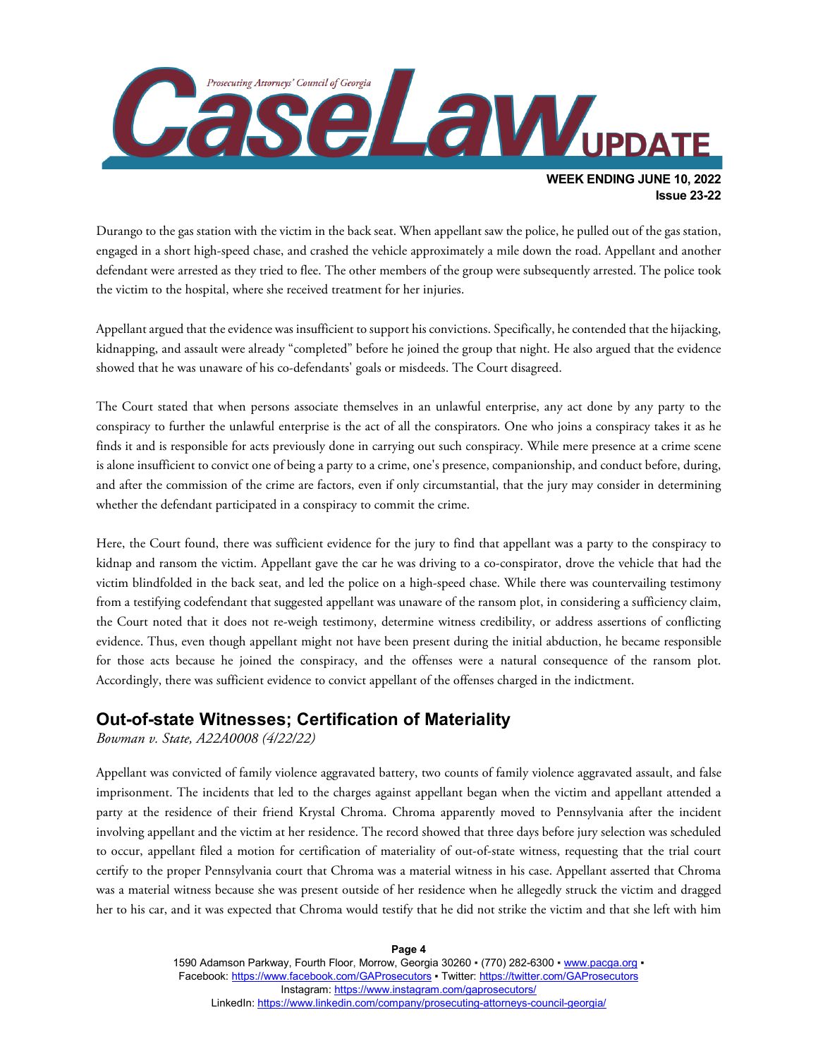Durango to the gas station with the victim in the back seat. When appellant saw the police, he pulled out of the gas station, engaged in a short high-speed chase, and crashed the vehicle approximately a mile down the road. Appellant and another defendant were arrested as they tried to flee. The other members of the group were subsequently arrested. The police took the victim to the hospital, where she received treatment for her injuries.

Appellant argued that the evidence was insufficient to support his convictions. Specifically, he contended that the hijacking, kidnapping, and assault were already "completed" before he joined the group that night. He also argued that the evidence showed that he was unaware of his co-defendants' goals or misdeeds. The Court disagreed.

The Court stated that when persons associate themselves in an unlawful enterprise, any act done by any party to the conspiracy to further the unlawful enterprise is the act of all the conspirators. One who joins a conspiracy takes it as he finds it and is responsible for acts previously done in carrying out such conspiracy. While mere presence at a crime scene is alone insufficient to convict one of being a party to a crime, one's presence, companionship, and conduct before, during, and after the commission of the crime are factors, even if only circumstantial, that the jury may consider in determining whether the defendant participated in a conspiracy to commit the crime.

Here, the Court found, there was sufficient evidence for the jury to find that appellant was a party to the conspiracy to kidnap and ransom the victim. Appellant gave the car he was driving to a co-conspirator, drove the vehicle that had the victim blindfolded in the back seat, and led the police on a high-speed chase. While there was countervailing testimony from a testifying codefendant that suggested appellant was unaware of the ransom plot, in considering a sufficiency claim, the Court noted that it does not re-weigh testimony, determine witness credibility, or address assertions of conflicting evidence. Thus, even though appellant might not have been present during the initial abduction, he became responsible for those acts because he joined the conspiracy, and the offenses were a natural consequence of the ransom plot. Accordingly, there was sufficient evidence to convict appellant of the offenses charged in the indictment.

## Out-of-state Witnesses; Certification of Materiality

*Bowman v. State, A22A0008 (4/22/22)*

Appellant was convicted of family violence aggravated battery, two counts of family violence aggravated assault, and false imprisonment. The incidents that led to the charges against appellant began when the victim and appellant attended a party at the residence of their friend Krystal Chroma. Chroma apparently moved to Pennsylvania after the incident involving appellant and the victim at her residence. The record showed that three days before jury selection was scheduled to occur, appellant filed a motion for certification of materiality of out-of-state witness, requesting that the trial court certify to the proper Pennsylvania court that Chroma was a material witness in his case. Appellant asserted that Chroma was a material witness because she was present outside of her residence when he allegedly struck the victim and dragged her to his car, and it was expected that Chroma would testify that he did not strike the victim and that she left with him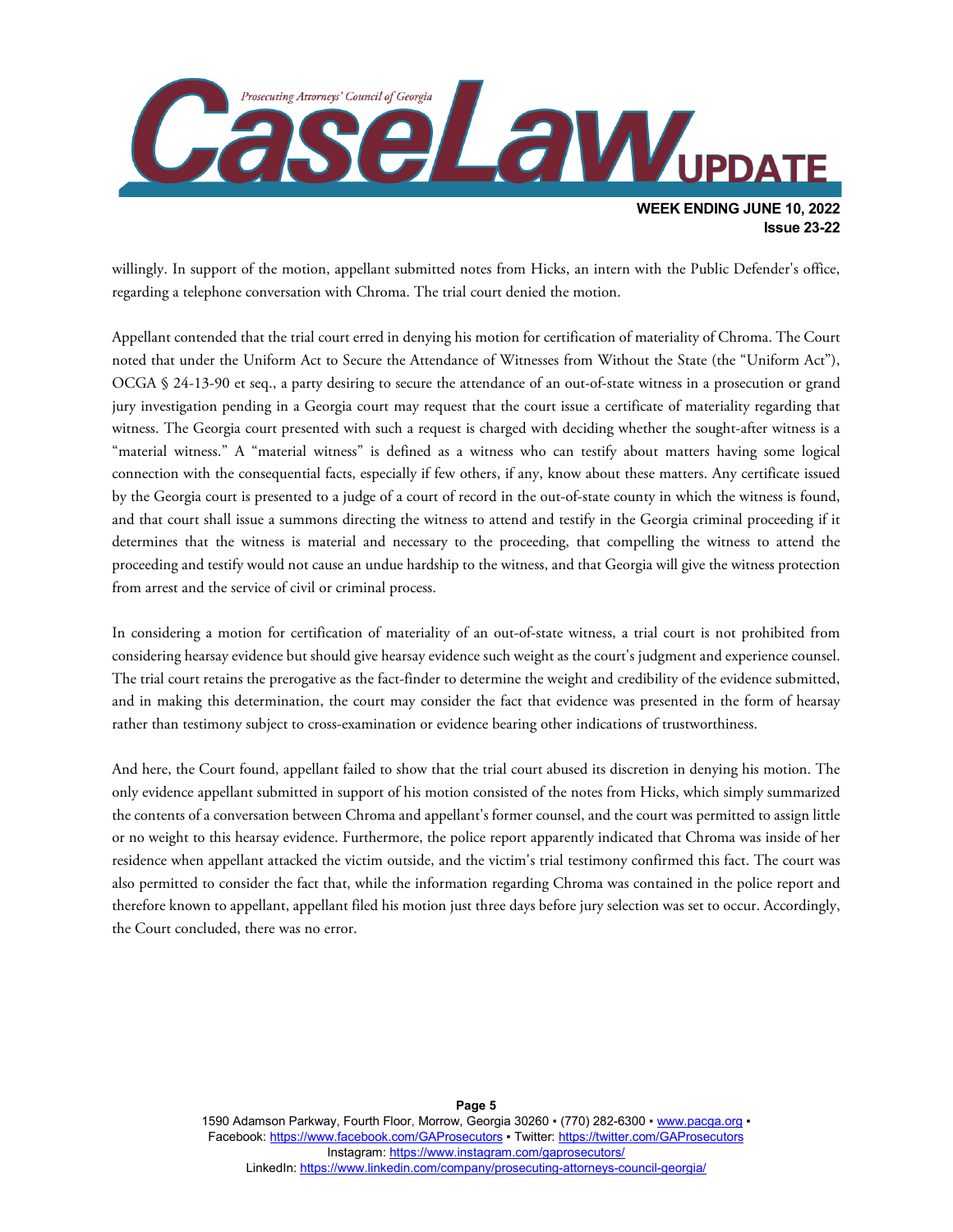willingly. In support of the motion, appellant submitted notes from Hicks, an intern with the Public Defender's office, regarding a telephone conversation with Chroma. The trial court denied the motion.

Appellant contended that the trial court erred in denying his motion for certification of materiality of Chroma. The Court noted that under the Uniform Act to Secure the Attendance of Witnesses from Without the State (the "Uniform Act"), OCGA § 24-13-90 et seq., a party desiring to secure the attendance of an out-of-state witness in a prosecution or grand jury investigation pending in a Georgia court may request that the court issue a certificate of materiality regarding that witness. The Georgia court presented with such a request is charged with deciding whether the sought-after witness is a "material witness." A "material witness" is defined as a witness who can testify about matters having some logical connection with the consequential facts, especially if few others, if any, know about these matters. Any certificate issued by the Georgia court is presented to a judge of a court of record in the out-of-state county in which the witness is found, and that court shall issue a summons directing the witness to attend and testify in the Georgia criminal proceeding if it determines that the witness is material and necessary to the proceeding, that compelling the witness to attend the proceeding and testify would not cause an undue hardship to the witness, and that Georgia will give the witness protection from arrest and the service of civil or criminal process.

In considering a motion for certification of materiality of an out-of-state witness, a trial court is not prohibited from considering hearsay evidence but should give hearsay evidence such weight as the court's judgment and experience counsel. The trial court retains the prerogative as the fact-finder to determine the weight and credibility of the evidence submitted, and in making this determination, the court may consider the fact that evidence was presented in the form of hearsay rather than testimony subject to cross-examination or evidence bearing other indications of trustworthiness.

And here, the Court found, appellant failed to show that the trial court abused its discretion in denying his motion. The only evidence appellant submitted in support of his motion consisted of the notes from Hicks, which simply summarized the contents of a conversation between Chroma and appellant's former counsel, and the court was permitted to assign little or no weight to this hearsay evidence. Furthermore, the police report apparently indicated that Chroma was inside of her residence when appellant attacked the victim outside, and the victim's trial testimony confirmed this fact. The court was also permitted to consider the fact that, while the information regarding Chroma was contained in the police report and therefore known to appellant, appellant filed his motion just three days before jury selection was set to occur. Accordingly, the Court concluded, there was no error.